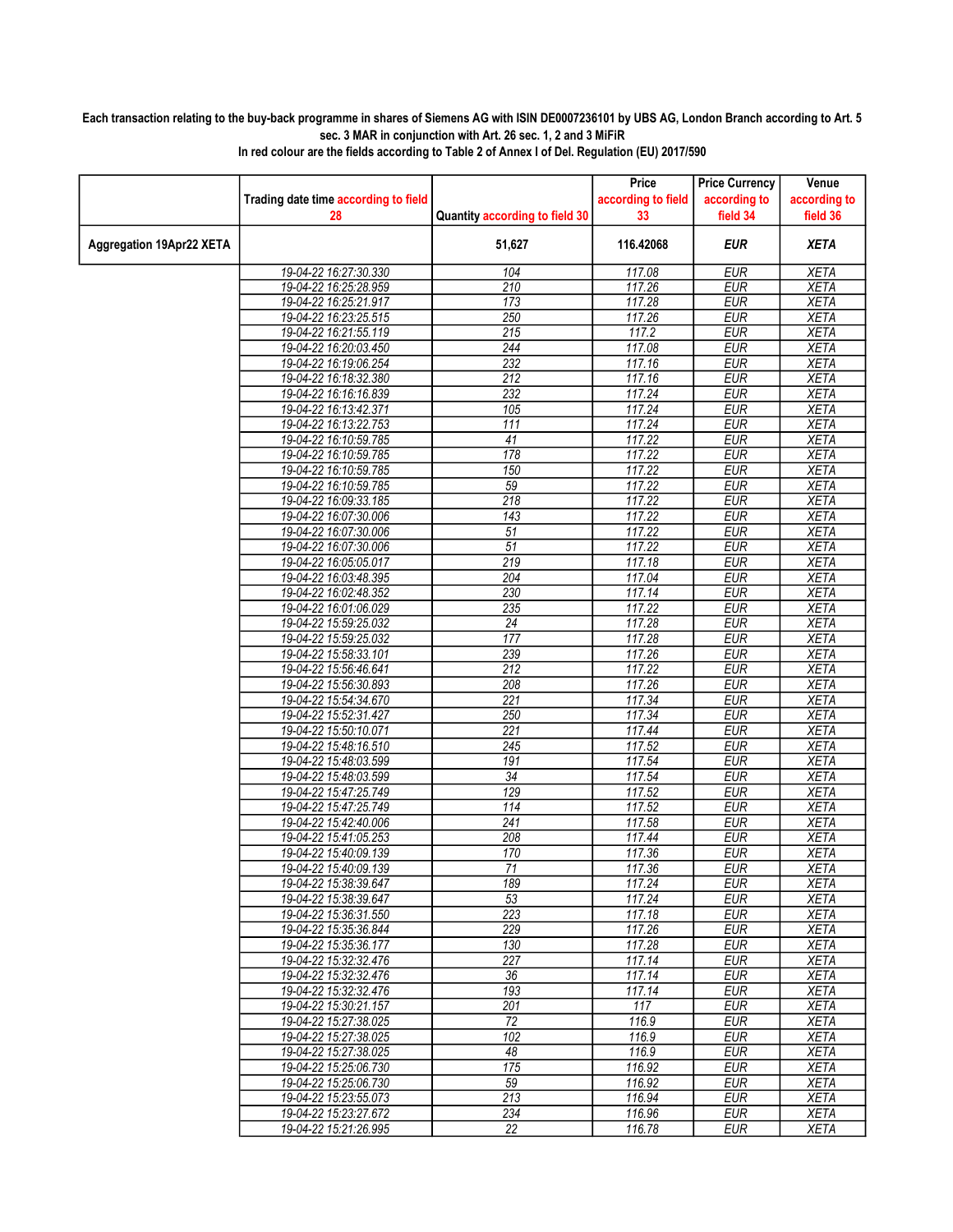**Each transaction relating to the buy-back programme in shares of Siemens AG with ISIN DE0007236101 by UBS AG, London Branch according to Art. 5 sec. 3 MAR in conjunction with Art. 26 sec. 1, 2 and 3 MiFiR**

**In red colour are the fields according to Table 2 of Annex I of Del. Regulation (EU) 2017/590**

| | Trading date time according to field 28 | Quantity according to field 30 | Price according to field 33 | Price Currency according to field 34 | Venue according to field 36 |
|---|---|---|---|---|---|
| **Aggregation 19Apr22 XETA** | | **51,627** | **116.42068** | ***EUR*** | ***XETA*** |
| | 19-04-22 16:27:30.330 | 104 | 117.08 | EUR | XETA |
| | 19-04-22 16:25:28.959 | 210 | 117.26 | EUR | XETA |
| | 19-04-22 16:25:21.917 | 173 | 117.28 | EUR | XETA |
| | 19-04-22 16:23:25.515 | 250 | 117.26 | EUR | XETA |
| | 19-04-22 16:21:55.119 | 215 | 117.2 | EUR | XETA |
| | 19-04-22 16:20:03.450 | 244 | 117.08 | EUR | XETA |
| | 19-04-22 16:19:06.254 | 232 | 117.16 | EUR | XETA |
| | 19-04-22 16:18:32.380 | 212 | 117.16 | EUR | XETA |
| | 19-04-22 16:16:16.839 | 232 | 117.24 | EUR | XETA |
| | 19-04-22 16:13:42.371 | 105 | 117.24 | EUR | XETA |
| | 19-04-22 16:13:22.753 | 111 | 117.24 | EUR | XETA |
| | 19-04-22 16:10:59.785 | 41 | 117.22 | EUR | XETA |
| | 19-04-22 16:10:59.785 | 178 | 117.22 | EUR | XETA |
| | 19-04-22 16:10:59.785 | 150 | 117.22 | EUR | XETA |
| | 19-04-22 16:10:59.785 | 59 | 117.22 | EUR | XETA |
| | 19-04-22 16:09:33.185 | 218 | 117.22 | EUR | XETA |
| | 19-04-22 16:07:30.006 | 143 | 117.22 | EUR | XETA |
| | 19-04-22 16:07:30.006 | 51 | 117.22 | EUR | XETA |
| | 19-04-22 16:07:30.006 | 51 | 117.22 | EUR | XETA |
| | 19-04-22 16:05:05.017 | 219 | 117.18 | EUR | XETA |
| | 19-04-22 16:03:48.395 | 204 | 117.04 | EUR | XETA |
| | 19-04-22 16:02:48.352 | 230 | 117.14 | EUR | XETA |
| | 19-04-22 16:01:06.029 | 235 | 117.22 | EUR | XETA |
| | 19-04-22 15:59:25.032 | 24 | 117.28 | EUR | XETA |
| | 19-04-22 15:59:25.032 | 177 | 117.28 | EUR | XETA |
| | 19-04-22 15:58:33.101 | 239 | 117.26 | EUR | XETA |
| | 19-04-22 15:56:46.641 | 212 | 117.22 | EUR | XETA |
| | 19-04-22 15:56:30.893 | 208 | 117.26 | EUR | XETA |
| | 19-04-22 15:54:34.670 | 221 | 117.34 | EUR | XETA |
| | 19-04-22 15:52:31.427 | 250 | 117.34 | EUR | XETA |
| | 19-04-22 15:50:10.071 | 221 | 117.44 | EUR | XETA |
| | 19-04-22 15:48:16.510 | 245 | 117.52 | EUR | XETA |
| | 19-04-22 15:48:03.599 | 191 | 117.54 | EUR | XETA |
| | 19-04-22 15:48:03.599 | 34 | 117.54 | EUR | XETA |
| | 19-04-22 15:47:25.749 | 129 | 117.52 | EUR | XETA |
| | 19-04-22 15:47:25.749 | 114 | 117.52 | EUR | XETA |
| | 19-04-22 15:42:40.006 | 241 | 117.58 | EUR | XETA |
| | 19-04-22 15:41:05.253 | 208 | 117.44 | EUR | XETA |
| | 19-04-22 15:40:09.139 | 170 | 117.36 | EUR | XETA |
| | 19-04-22 15:40:09.139 | 71 | 117.36 | EUR | XETA |
| | 19-04-22 15:38:39.647 | 189 | 117.24 | EUR | XETA |
| | 19-04-22 15:38:39.647 | 53 | 117.24 | EUR | XETA |
| | 19-04-22 15:36:31.550 | 223 | 117.18 | EUR | XETA |
| | 19-04-22 15:35:36.844 | 229 | 117.26 | EUR | XETA |
| | 19-04-22 15:35:36.177 | 130 | 117.28 | EUR | XETA |
| | 19-04-22 15:32:32.476 | 227 | 117.14 | EUR | XETA |
| | 19-04-22 15:32:32.476 | 36 | 117.14 | EUR | XETA |
| | 19-04-22 15:32:32.476 | 193 | 117.14 | EUR | XETA |
| | 19-04-22 15:30:21.157 | 201 | 117 | EUR | XETA |
| | 19-04-22 15:27:38.025 | 72 | 116.9 | EUR | XETA |
| | 19-04-22 15:27:38.025 | 102 | 116.9 | EUR | XETA |
| | 19-04-22 15:27:38.025 | 48 | 116.9 | EUR | XETA |
| | 19-04-22 15:25:06.730 | 175 | 116.92 | EUR | XETA |
| | 19-04-22 15:25:06.730 | 59 | 116.92 | EUR | XETA |
| | 19-04-22 15:23:55.073 | 213 | 116.94 | EUR | XETA |
| | 19-04-22 15:23:27.672 | 234 | 116.96 | EUR | XETA |
| | 19-04-22 15:21:26.995 | 22 | 116.78 | EUR | XETA |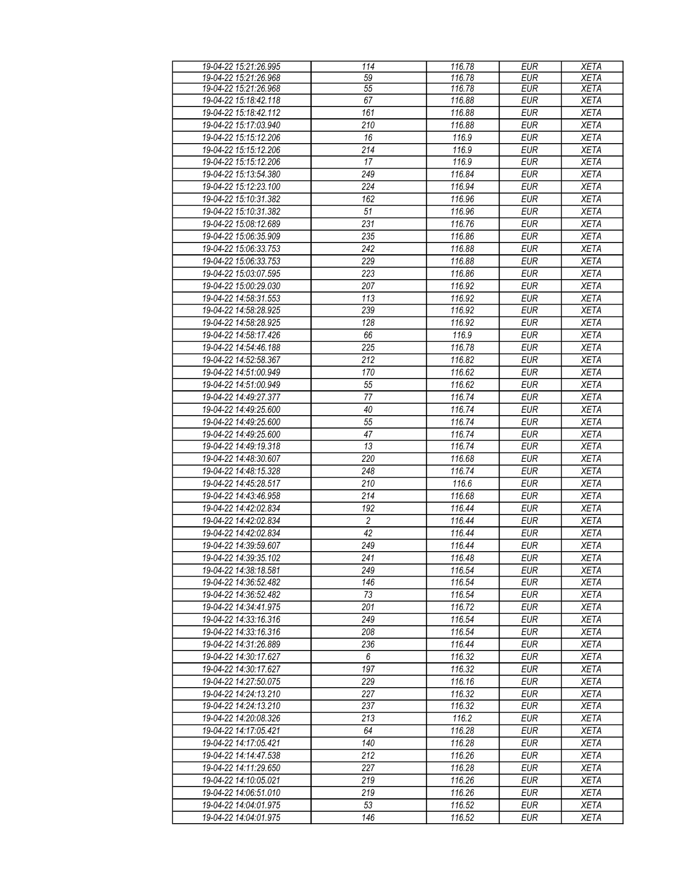| 19-04-22 15:21:26.995 | 114 | 116.78 | EUR | XETA |
|---|---|---|---|---|
| 19-04-22 15:21:26.968 | 59 | 116.78 | EUR | XETA |
| 19-04-22 15:21:26.968 | 55 | 116.78 | EUR | XETA |
| 19-04-22 15:18:42.118 | 67 | 116.88 | EUR | XETA |
| 19-04-22 15:18:42.112 | 161 | 116.88 | EUR | XETA |
| 19-04-22 15:17:03.940 | 210 | 116.88 | EUR | XETA |
| 19-04-22 15:15:12.206 | 16 | 116.9 | EUR | XETA |
| 19-04-22 15:15:12.206 | 214 | 116.9 | EUR | XETA |
| 19-04-22 15:15:12.206 | 17 | 116.9 | EUR | XETA |
| 19-04-22 15:13:54.380 | 249 | 116.84 | EUR | XETA |
| 19-04-22 15:12:23.100 | 224 | 116.94 | EUR | XETA |
| 19-04-22 15:10:31.382 | 162 | 116.96 | EUR | XETA |
| 19-04-22 15:10:31.382 | 51 | 116.96 | EUR | XETA |
| 19-04-22 15:08:12.689 | 231 | 116.76 | EUR | XETA |
| 19-04-22 15:06:35.909 | 235 | 116.86 | EUR | XETA |
| 19-04-22 15:06:33.753 | 242 | 116.88 | EUR | XETA |
| 19-04-22 15:06:33.753 | 229 | 116.88 | EUR | XETA |
| 19-04-22 15:03:07.595 | 223 | 116.86 | EUR | XETA |
| 19-04-22 15:00:29.030 | 207 | 116.92 | EUR | XETA |
| 19-04-22 14:58:31.553 | 113 | 116.92 | EUR | XETA |
| 19-04-22 14:58:28.925 | 239 | 116.92 | EUR | XETA |
| 19-04-22 14:58:28.925 | 128 | 116.92 | EUR | XETA |
| 19-04-22 14:58:17.426 | 66 | 116.9 | EUR | XETA |
| 19-04-22 14:54:46.188 | 225 | 116.78 | EUR | XETA |
| 19-04-22 14:52:58.367 | 212 | 116.82 | EUR | XETA |
| 19-04-22 14:51:00.949 | 170 | 116.62 | EUR | XETA |
| 19-04-22 14:51:00.949 | 55 | 116.62 | EUR | XETA |
| 19-04-22 14:49:27.377 | 77 | 116.74 | EUR | XETA |
| 19-04-22 14:49:25.600 | 40 | 116.74 | EUR | XETA |
| 19-04-22 14:49:25.600 | 55 | 116.74 | EUR | XETA |
| 19-04-22 14:49:25.600 | 47 | 116.74 | EUR | XETA |
| 19-04-22 14:49:19.318 | 13 | 116.74 | EUR | XETA |
| 19-04-22 14:48:30.607 | 220 | 116.68 | EUR | XETA |
| 19-04-22 14:48:15.328 | 248 | 116.74 | EUR | XETA |
| 19-04-22 14:45:28.517 | 210 | 116.6 | EUR | XETA |
| 19-04-22 14:43:46.958 | 214 | 116.68 | EUR | XETA |
| 19-04-22 14:42:02.834 | 192 | 116.44 | EUR | XETA |
| 19-04-22 14:42:02.834 | 2 | 116.44 | EUR | XETA |
| 19-04-22 14:42:02.834 | 42 | 116.44 | EUR | XETA |
| 19-04-22 14:39:59.607 | 249 | 116.44 | EUR | XETA |
| 19-04-22 14:39:35.102 | 241 | 116.48 | EUR | XETA |
| 19-04-22 14:38:18.581 | 249 | 116.54 | EUR | XETA |
| 19-04-22 14:36:52.482 | 146 | 116.54 | EUR | XETA |
| 19-04-22 14:36:52.482 | 73 | 116.54 | EUR | XETA |
| 19-04-22 14:34:41.975 | 201 | 116.72 | EUR | XETA |
| 19-04-22 14:33:16.316 | 249 | 116.54 | EUR | XETA |
| 19-04-22 14:33:16.316 | 208 | 116.54 | EUR | XETA |
| 19-04-22 14:31:26.889 | 236 | 116.44 | EUR | XETA |
| 19-04-22 14:30:17.627 | 6 | 116.32 | EUR | XETA |
| 19-04-22 14:30:17.627 | 197 | 116.32 | EUR | XETA |
| 19-04-22 14:27:50.075 | 229 | 116.16 | EUR | XETA |
| 19-04-22 14:24:13.210 | 227 | 116.32 | EUR | XETA |
| 19-04-22 14:24:13.210 | 237 | 116.32 | EUR | XETA |
| 19-04-22 14:20:08.326 | 213 | 116.2 | EUR | XETA |
| 19-04-22 14:17:05.421 | 64 | 116.28 | EUR | XETA |
| 19-04-22 14:17:05.421 | 140 | 116.28 | EUR | XETA |
| 19-04-22 14:14:47.538 | 212 | 116.26 | EUR | XETA |
| 19-04-22 14:11:29.650 | 227 | 116.28 | EUR | XETA |
| 19-04-22 14:10:05.021 | 219 | 116.26 | EUR | XETA |
| 19-04-22 14:06:51.010 | 219 | 116.26 | EUR | XETA |
| 19-04-22 14:04:01.975 | 53 | 116.52 | EUR | XETA |
| 19-04-22 14:04:01.975 | 146 | 116.52 | EUR | XETA |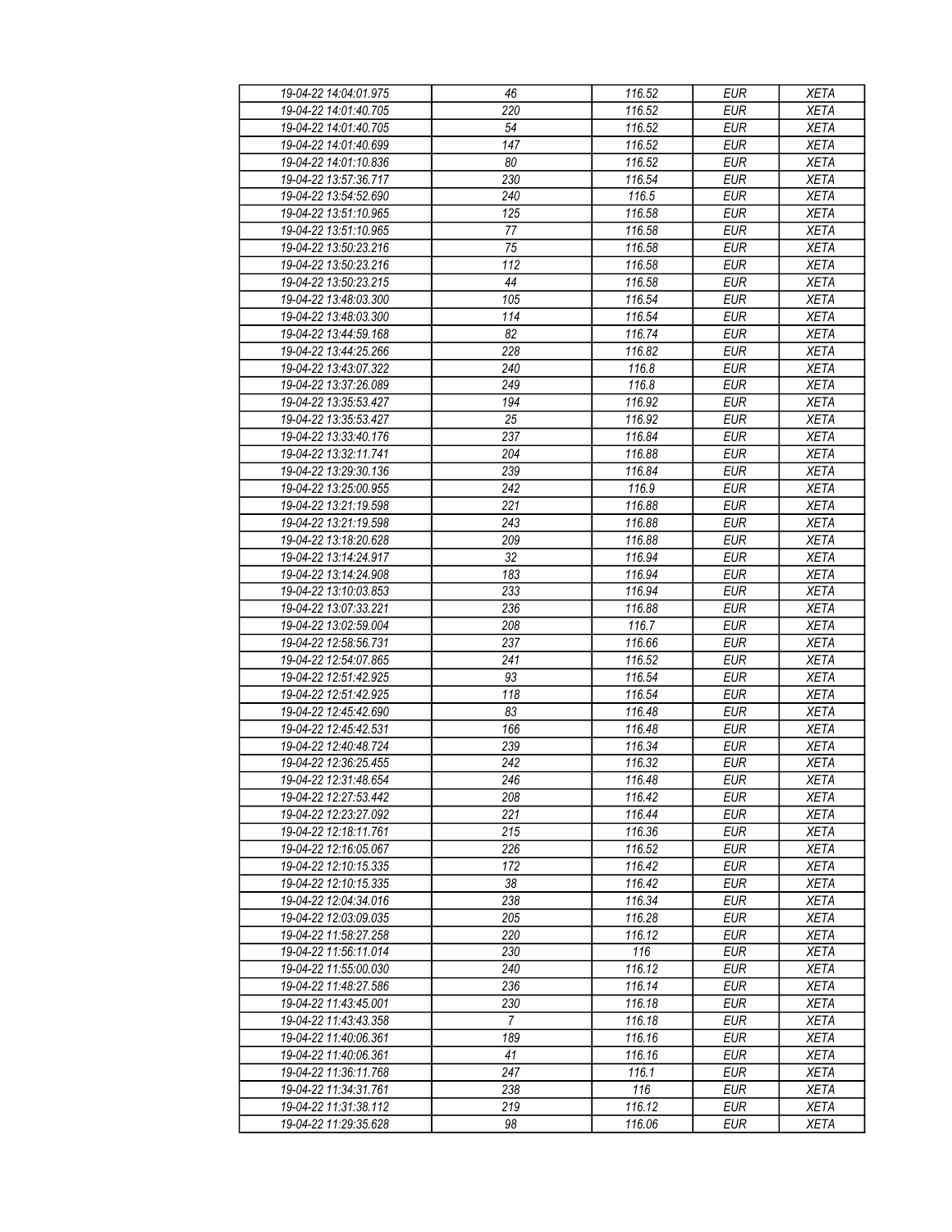| | | | | |
|---|---|---|---|---|
| 19-04-22 14:04:01.975 | 46 | 116.52 | EUR | XETA |
| 19-04-22 14:01:40.705 | 220 | 116.52 | EUR | XETA |
| 19-04-22 14:01:40.705 | 54 | 116.52 | EUR | XETA |
| 19-04-22 14:01:40.699 | 147 | 116.52 | EUR | XETA |
| 19-04-22 14:01:10.836 | 80 | 116.52 | EUR | XETA |
| 19-04-22 13:57:36.717 | 230 | 116.54 | EUR | XETA |
| 19-04-22 13:54:52.690 | 240 | 116.5 | EUR | XETA |
| 19-04-22 13:51:10.965 | 125 | 116.58 | EUR | XETA |
| 19-04-22 13:51:10.965 | 77 | 116.58 | EUR | XETA |
| 19-04-22 13:50:23.216 | 75 | 116.58 | EUR | XETA |
| 19-04-22 13:50:23.216 | 112 | 116.58 | EUR | XETA |
| 19-04-22 13:50:23.215 | 44 | 116.58 | EUR | XETA |
| 19-04-22 13:48:03.300 | 105 | 116.54 | EUR | XETA |
| 19-04-22 13:48:03.300 | 114 | 116.54 | EUR | XETA |
| 19-04-22 13:44:59.168 | 82 | 116.74 | EUR | XETA |
| 19-04-22 13:44:25.266 | 228 | 116.82 | EUR | XETA |
| 19-04-22 13:43:07.322 | 240 | 116.8 | EUR | XETA |
| 19-04-22 13:37:26.089 | 249 | 116.8 | EUR | XETA |
| 19-04-22 13:35:53.427 | 194 | 116.92 | EUR | XETA |
| 19-04-22 13:35:53.427 | 25 | 116.92 | EUR | XETA |
| 19-04-22 13:33:40.176 | 237 | 116.84 | EUR | XETA |
| 19-04-22 13:32:11.741 | 204 | 116.88 | EUR | XETA |
| 19-04-22 13:29:30.136 | 239 | 116.84 | EUR | XETA |
| 19-04-22 13:25:00.955 | 242 | 116.9 | EUR | XETA |
| 19-04-22 13:21:19.598 | 221 | 116.88 | EUR | XETA |
| 19-04-22 13:21:19.598 | 243 | 116.88 | EUR | XETA |
| 19-04-22 13:18:20.628 | 209 | 116.88 | EUR | XETA |
| 19-04-22 13:14:24.917 | 32 | 116.94 | EUR | XETA |
| 19-04-22 13:14:24.908 | 183 | 116.94 | EUR | XETA |
| 19-04-22 13:10:03.853 | 233 | 116.94 | EUR | XETA |
| 19-04-22 13:07:33.221 | 236 | 116.88 | EUR | XETA |
| 19-04-22 13:02:59.004 | 208 | 116.7 | EUR | XETA |
| 19-04-22 12:58:56.731 | 237 | 116.66 | EUR | XETA |
| 19-04-22 12:54:07.865 | 241 | 116.52 | EUR | XETA |
| 19-04-22 12:51:42.925 | 93 | 116.54 | EUR | XETA |
| 19-04-22 12:51:42.925 | 118 | 116.54 | EUR | XETA |
| 19-04-22 12:45:42.690 | 83 | 116.48 | EUR | XETA |
| 19-04-22 12:45:42.531 | 166 | 116.48 | EUR | XETA |
| 19-04-22 12:40:48.724 | 239 | 116.34 | EUR | XETA |
| 19-04-22 12:36:25.455 | 242 | 116.32 | EUR | XETA |
| 19-04-22 12:31:48.654 | 246 | 116.48 | EUR | XETA |
| 19-04-22 12:27:53.442 | 208 | 116.42 | EUR | XETA |
| 19-04-22 12:23:27.092 | 221 | 116.44 | EUR | XETA |
| 19-04-22 12:18:11.761 | 215 | 116.36 | EUR | XETA |
| 19-04-22 12:16:05.067 | 226 | 116.52 | EUR | XETA |
| 19-04-22 12:10:15.335 | 172 | 116.42 | EUR | XETA |
| 19-04-22 12:10:15.335 | 38 | 116.42 | EUR | XETA |
| 19-04-22 12:04:34.016 | 238 | 116.34 | EUR | XETA |
| 19-04-22 12:03:09.035 | 205 | 116.28 | EUR | XETA |
| 19-04-22 11:58:27.258 | 220 | 116.12 | EUR | XETA |
| 19-04-22 11:56:11.014 | 230 | 116 | EUR | XETA |
| 19-04-22 11:55:00.030 | 240 | 116.12 | EUR | XETA |
| 19-04-22 11:48:27.586 | 236 | 116.14 | EUR | XETA |
| 19-04-22 11:43:45.001 | 230 | 116.18 | EUR | XETA |
| 19-04-22 11:43:43.358 | 7 | 116.18 | EUR | XETA |
| 19-04-22 11:40:06.361 | 189 | 116.16 | EUR | XETA |
| 19-04-22 11:40:06.361 | 41 | 116.16 | EUR | XETA |
| 19-04-22 11:36:11.768 | 247 | 116.1 | EUR | XETA |
| 19-04-22 11:34:31.761 | 238 | 116 | EUR | XETA |
| 19-04-22 11:31:38.112 | 219 | 116.12 | EUR | XETA |
| 19-04-22 11:29:35.628 | 98 | 116.06 | EUR | XETA |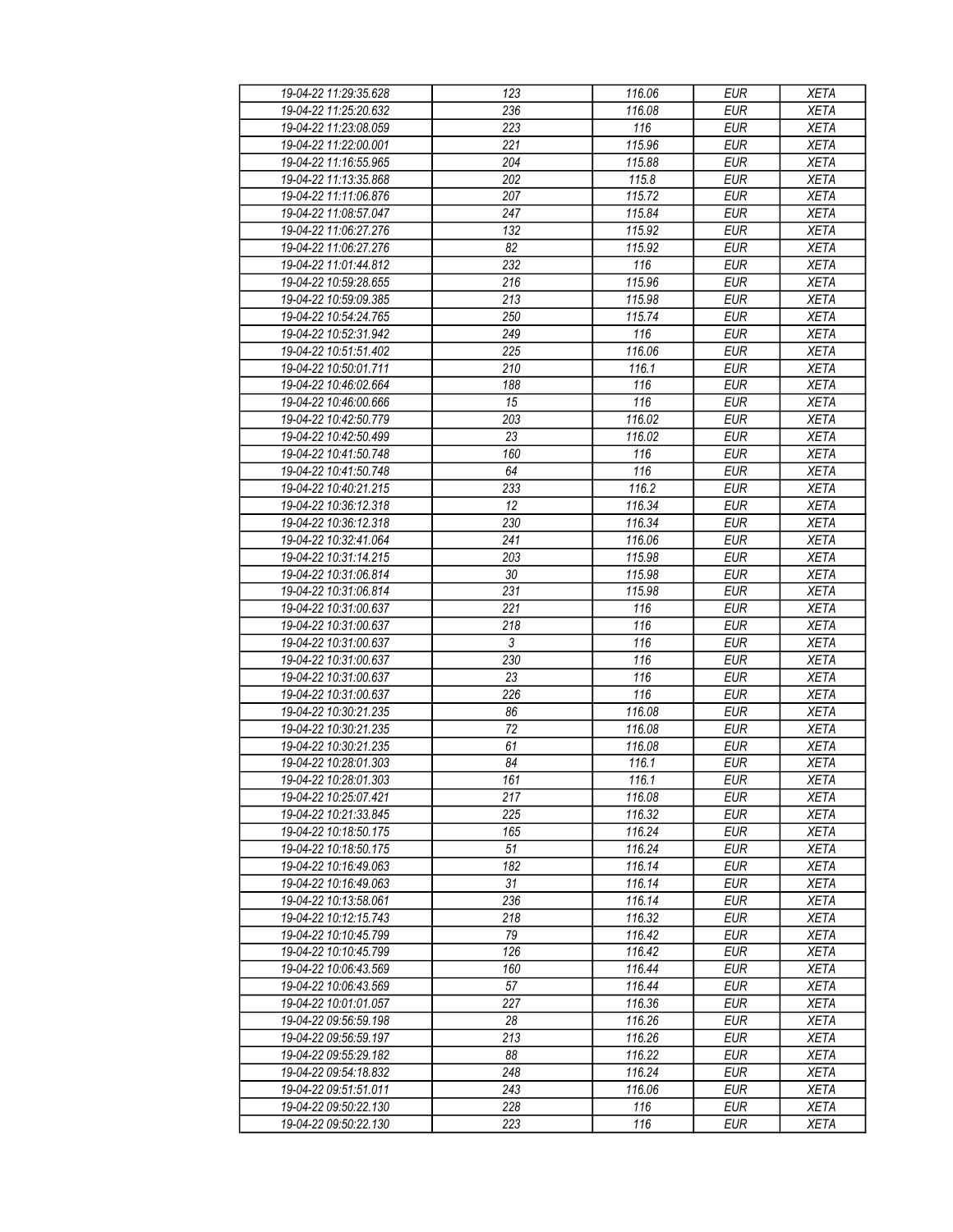| 19-04-22 11:29:35.628 | 123 | 116.06 | EUR | XETA |
|---|---|---|---|---|
| 19-04-22 11:25:20.632 | 236 | 116.08 | EUR | XETA |
| 19-04-22 11:23:08.059 | 223 | 116 | EUR | XETA |
| 19-04-22 11:22:00.001 | 221 | 115.96 | EUR | XETA |
| 19-04-22 11:16:55.965 | 204 | 115.88 | EUR | XETA |
| 19-04-22 11:13:35.868 | 202 | 115.8 | EUR | XETA |
| 19-04-22 11:11:06.876 | 207 | 115.72 | EUR | XETA |
| 19-04-22 11:08:57.047 | 247 | 115.84 | EUR | XETA |
| 19-04-22 11:06:27.276 | 132 | 115.92 | EUR | XETA |
| 19-04-22 11:06:27.276 | 82 | 115.92 | EUR | XETA |
| 19-04-22 11:01:44.812 | 232 | 116 | EUR | XETA |
| 19-04-22 10:59:28.655 | 216 | 115.96 | EUR | XETA |
| 19-04-22 10:59:09.385 | 213 | 115.98 | EUR | XETA |
| 19-04-22 10:54:24.765 | 250 | 115.74 | EUR | XETA |
| 19-04-22 10:52:31.942 | 249 | 116 | EUR | XETA |
| 19-04-22 10:51:51.402 | 225 | 116.06 | EUR | XETA |
| 19-04-22 10:50:01.711 | 210 | 116.1 | EUR | XETA |
| 19-04-22 10:46:02.664 | 188 | 116 | EUR | XETA |
| 19-04-22 10:46:00.666 | 15 | 116 | EUR | XETA |
| 19-04-22 10:42:50.779 | 203 | 116.02 | EUR | XETA |
| 19-04-22 10:42:50.499 | 23 | 116.02 | EUR | XETA |
| 19-04-22 10:41:50.748 | 160 | 116 | EUR | XETA |
| 19-04-22 10:41:50.748 | 64 | 116 | EUR | XETA |
| 19-04-22 10:40:21.215 | 233 | 116.2 | EUR | XETA |
| 19-04-22 10:36:12.318 | 12 | 116.34 | EUR | XETA |
| 19-04-22 10:36:12.318 | 230 | 116.34 | EUR | XETA |
| 19-04-22 10:32:41.064 | 241 | 116.06 | EUR | XETA |
| 19-04-22 10:31:14.215 | 203 | 115.98 | EUR | XETA |
| 19-04-22 10:31:06.814 | 30 | 115.98 | EUR | XETA |
| 19-04-22 10:31:06.814 | 231 | 115.98 | EUR | XETA |
| 19-04-22 10:31:00.637 | 221 | 116 | EUR | XETA |
| 19-04-22 10:31:00.637 | 218 | 116 | EUR | XETA |
| 19-04-22 10:31:00.637 | 3 | 116 | EUR | XETA |
| 19-04-22 10:31:00.637 | 230 | 116 | EUR | XETA |
| 19-04-22 10:31:00.637 | 23 | 116 | EUR | XETA |
| 19-04-22 10:31:00.637 | 226 | 116 | EUR | XETA |
| 19-04-22 10:30:21.235 | 86 | 116.08 | EUR | XETA |
| 19-04-22 10:30:21.235 | 72 | 116.08 | EUR | XETA |
| 19-04-22 10:30:21.235 | 61 | 116.08 | EUR | XETA |
| 19-04-22 10:28:01.303 | 84 | 116.1 | EUR | XETA |
| 19-04-22 10:28:01.303 | 161 | 116.1 | EUR | XETA |
| 19-04-22 10:25:07.421 | 217 | 116.08 | EUR | XETA |
| 19-04-22 10:21:33.845 | 225 | 116.32 | EUR | XETA |
| 19-04-22 10:18:50.175 | 165 | 116.24 | EUR | XETA |
| 19-04-22 10:18:50.175 | 51 | 116.24 | EUR | XETA |
| 19-04-22 10:16:49.063 | 182 | 116.14 | EUR | XETA |
| 19-04-22 10:16:49.063 | 31 | 116.14 | EUR | XETA |
| 19-04-22 10:13:58.061 | 236 | 116.14 | EUR | XETA |
| 19-04-22 10:12:15.743 | 218 | 116.32 | EUR | XETA |
| 19-04-22 10:10:45.799 | 79 | 116.42 | EUR | XETA |
| 19-04-22 10:10:45.799 | 126 | 116.42 | EUR | XETA |
| 19-04-22 10:06:43.569 | 160 | 116.44 | EUR | XETA |
| 19-04-22 10:06:43.569 | 57 | 116.44 | EUR | XETA |
| 19-04-22 10:01:01.057 | 227 | 116.36 | EUR | XETA |
| 19-04-22 09:56:59.198 | 28 | 116.26 | EUR | XETA |
| 19-04-22 09:56:59.197 | 213 | 116.26 | EUR | XETA |
| 19-04-22 09:55:29.182 | 88 | 116.22 | EUR | XETA |
| 19-04-22 09:54:18.832 | 248 | 116.24 | EUR | XETA |
| 19-04-22 09:51:51.011 | 243 | 116.06 | EUR | XETA |
| 19-04-22 09:50:22.130 | 228 | 116 | EUR | XETA |
| 19-04-22 09:50:22.130 | 223 | 116 | EUR | XETA |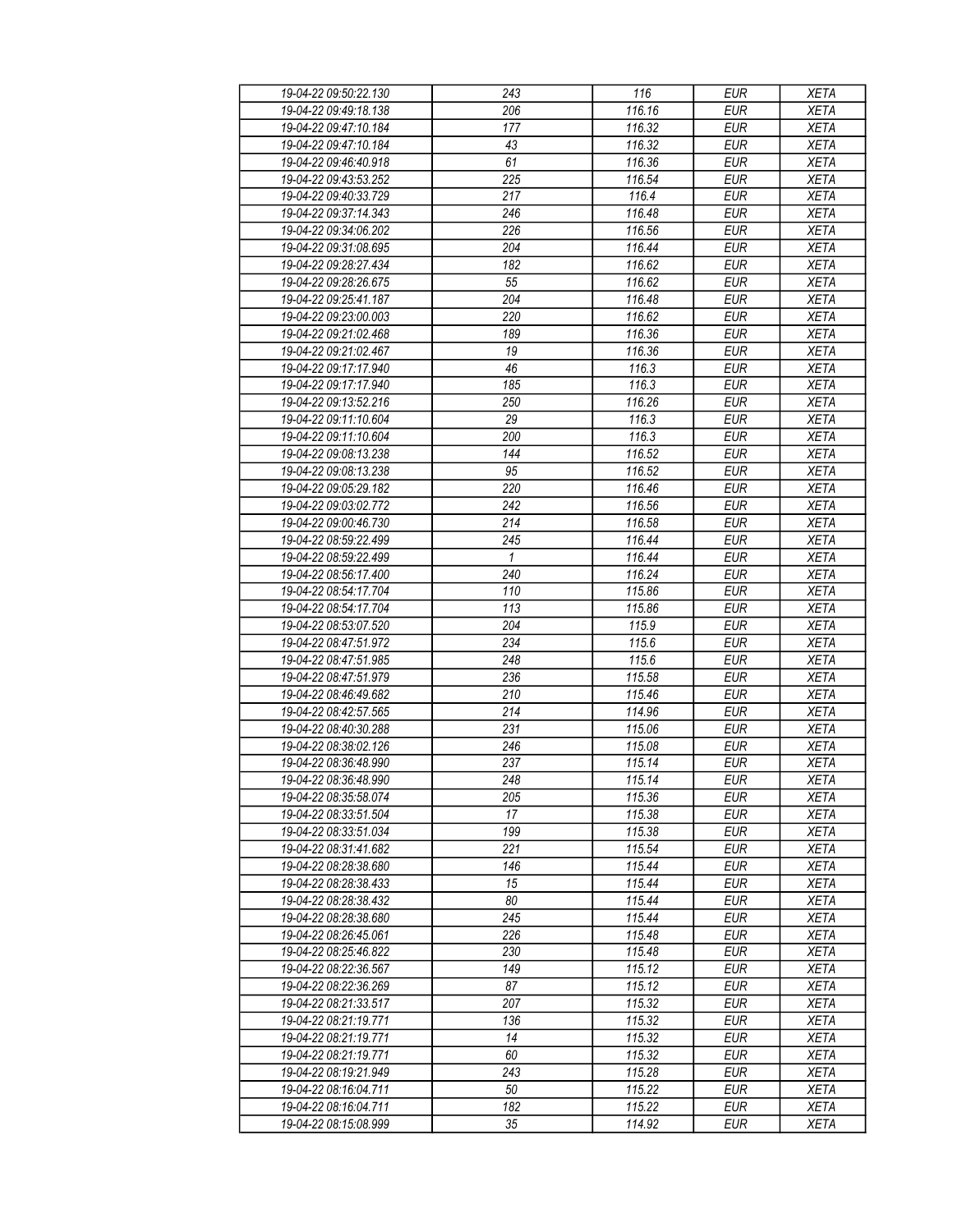| 19-04-22 09:50:22.130 | 243 | 116 | EUR | XETA |
|---|---|---|---|---|
| 19-04-22 09:49:18.138 | 206 | 116.16 | EUR | XETA |
| 19-04-22 09:47:10.184 | 177 | 116.32 | EUR | XETA |
| 19-04-22 09:47:10.184 | 43 | 116.32 | EUR | XETA |
| 19-04-22 09:46:40.918 | 61 | 116.36 | EUR | XETA |
| 19-04-22 09:43:53.252 | 225 | 116.54 | EUR | XETA |
| 19-04-22 09:40:33.729 | 217 | 116.4 | EUR | XETA |
| 19-04-22 09:37:14.343 | 246 | 116.48 | EUR | XETA |
| 19-04-22 09:34:06.202 | 226 | 116.56 | EUR | XETA |
| 19-04-22 09:31:08.695 | 204 | 116.44 | EUR | XETA |
| 19-04-22 09:28:27.434 | 182 | 116.62 | EUR | XETA |
| 19-04-22 09:28:26.675 | 55 | 116.62 | EUR | XETA |
| 19-04-22 09:25:41.187 | 204 | 116.48 | EUR | XETA |
| 19-04-22 09:23:00.003 | 220 | 116.62 | EUR | XETA |
| 19-04-22 09:21:02.468 | 189 | 116.36 | EUR | XETA |
| 19-04-22 09:21:02.467 | 19 | 116.36 | EUR | XETA |
| 19-04-22 09:17:17.940 | 46 | 116.3 | EUR | XETA |
| 19-04-22 09:17:17.940 | 185 | 116.3 | EUR | XETA |
| 19-04-22 09:13:52.216 | 250 | 116.26 | EUR | XETA |
| 19-04-22 09:11:10.604 | 29 | 116.3 | EUR | XETA |
| 19-04-22 09:11:10.604 | 200 | 116.3 | EUR | XETA |
| 19-04-22 09:08:13.238 | 144 | 116.52 | EUR | XETA |
| 19-04-22 09:08:13.238 | 95 | 116.52 | EUR | XETA |
| 19-04-22 09:05:29.182 | 220 | 116.46 | EUR | XETA |
| 19-04-22 09:03:02.772 | 242 | 116.56 | EUR | XETA |
| 19-04-22 09:00:46.730 | 214 | 116.58 | EUR | XETA |
| 19-04-22 08:59:22.499 | 245 | 116.44 | EUR | XETA |
| 19-04-22 08:59:22.499 | 1 | 116.44 | EUR | XETA |
| 19-04-22 08:56:17.400 | 240 | 116.24 | EUR | XETA |
| 19-04-22 08:54:17.704 | 110 | 115.86 | EUR | XETA |
| 19-04-22 08:54:17.704 | 113 | 115.86 | EUR | XETA |
| 19-04-22 08:53:07.520 | 204 | 115.9 | EUR | XETA |
| 19-04-22 08:47:51.972 | 234 | 115.6 | EUR | XETA |
| 19-04-22 08:47:51.985 | 248 | 115.6 | EUR | XETA |
| 19-04-22 08:47:51.979 | 236 | 115.58 | EUR | XETA |
| 19-04-22 08:46:49.682 | 210 | 115.46 | EUR | XETA |
| 19-04-22 08:42:57.565 | 214 | 114.96 | EUR | XETA |
| 19-04-22 08:40:30.288 | 231 | 115.06 | EUR | XETA |
| 19-04-22 08:38:02.126 | 246 | 115.08 | EUR | XETA |
| 19-04-22 08:36:48.990 | 237 | 115.14 | EUR | XETA |
| 19-04-22 08:36:48.990 | 248 | 115.14 | EUR | XETA |
| 19-04-22 08:35:58.074 | 205 | 115.36 | EUR | XETA |
| 19-04-22 08:33:51.504 | 17 | 115.38 | EUR | XETA |
| 19-04-22 08:33:51.034 | 199 | 115.38 | EUR | XETA |
| 19-04-22 08:31:41.682 | 221 | 115.54 | EUR | XETA |
| 19-04-22 08:28:38.680 | 146 | 115.44 | EUR | XETA |
| 19-04-22 08:28:38.433 | 15 | 115.44 | EUR | XETA |
| 19-04-22 08:28:38.432 | 80 | 115.44 | EUR | XETA |
| 19-04-22 08:28:38.680 | 245 | 115.44 | EUR | XETA |
| 19-04-22 08:26:45.061 | 226 | 115.48 | EUR | XETA |
| 19-04-22 08:25:46.822 | 230 | 115.48 | EUR | XETA |
| 19-04-22 08:22:36.567 | 149 | 115.12 | EUR | XETA |
| 19-04-22 08:22:36.269 | 87 | 115.12 | EUR | XETA |
| 19-04-22 08:21:33.517 | 207 | 115.32 | EUR | XETA |
| 19-04-22 08:21:19.771 | 136 | 115.32 | EUR | XETA |
| 19-04-22 08:21:19.771 | 14 | 115.32 | EUR | XETA |
| 19-04-22 08:21:19.771 | 60 | 115.32 | EUR | XETA |
| 19-04-22 08:19:21.949 | 243 | 115.28 | EUR | XETA |
| 19-04-22 08:16:04.711 | 50 | 115.22 | EUR | XETA |
| 19-04-22 08:16:04.711 | 182 | 115.22 | EUR | XETA |
| 19-04-22 08:15:08.999 | 35 | 114.92 | EUR | XETA |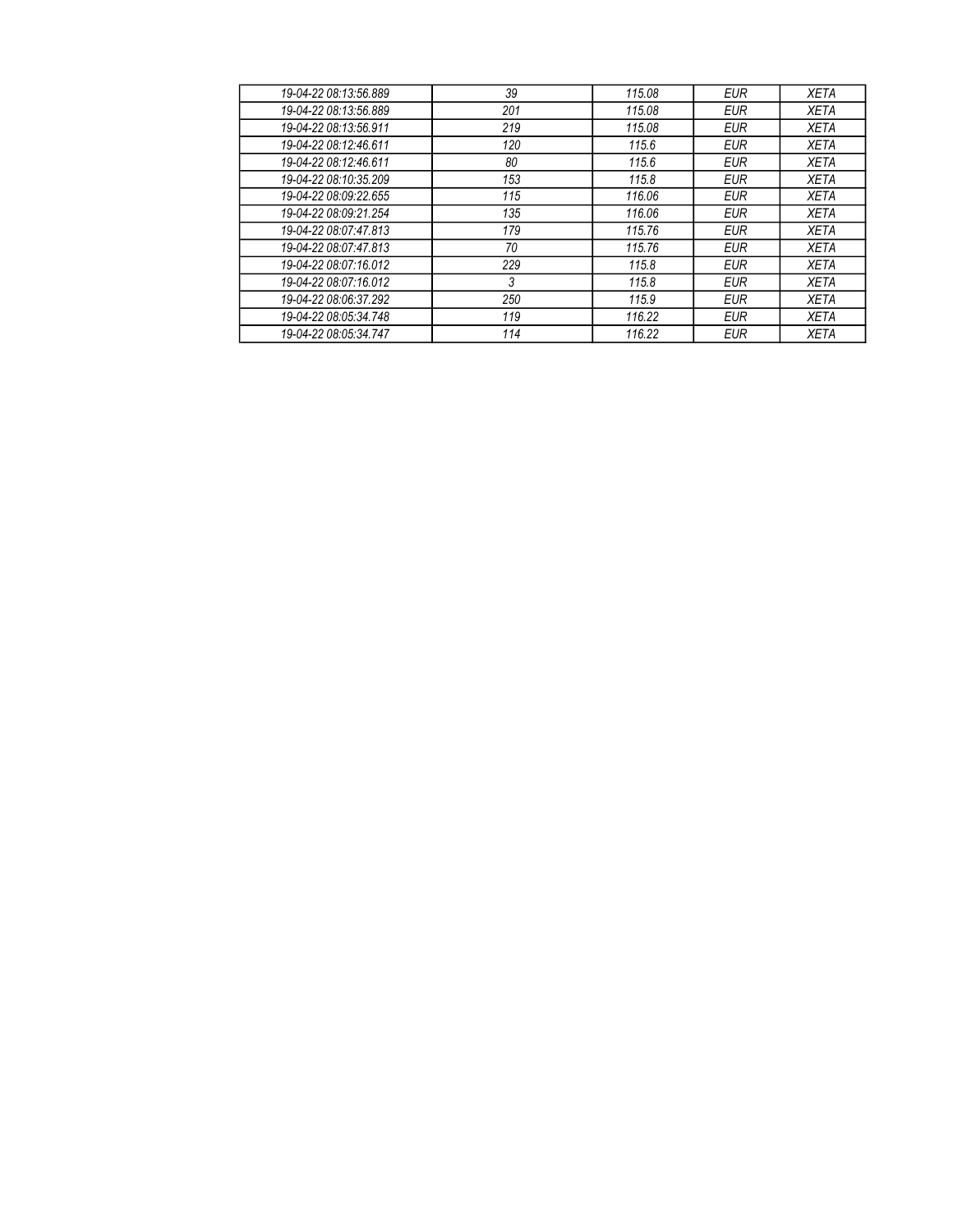| 19-04-22 08:13:56.889 | 39 | 115.08 | EUR | XETA |
|---|---|---|---|---|
| 19-04-22 08:13:56.889 | 201 | 115.08 | EUR | XETA |
| 19-04-22 08:13:56.911 | 219 | 115.08 | EUR | XETA |
| 19-04-22 08:12:46.611 | 120 | 115.6 | EUR | XETA |
| 19-04-22 08:12:46.611 | 80 | 115.6 | EUR | XETA |
| 19-04-22 08:10:35.209 | 153 | 115.8 | EUR | XETA |
| 19-04-22 08:09:22.655 | 115 | 116.06 | EUR | XETA |
| 19-04-22 08:09:21.254 | 135 | 116.06 | EUR | XETA |
| 19-04-22 08:07:47.813 | 179 | 115.76 | EUR | XETA |
| 19-04-22 08:07:47.813 | 70 | 115.76 | EUR | XETA |
| 19-04-22 08:07:16.012 | 229 | 115.8 | EUR | XETA |
| 19-04-22 08:07:16.012 | 3 | 115.8 | EUR | XETA |
| 19-04-22 08:06:37.292 | 250 | 115.9 | EUR | XETA |
| 19-04-22 08:05:34.748 | 119 | 116.22 | EUR | XETA |
| 19-04-22 08:05:34.747 | 114 | 116.22 | EUR | XETA |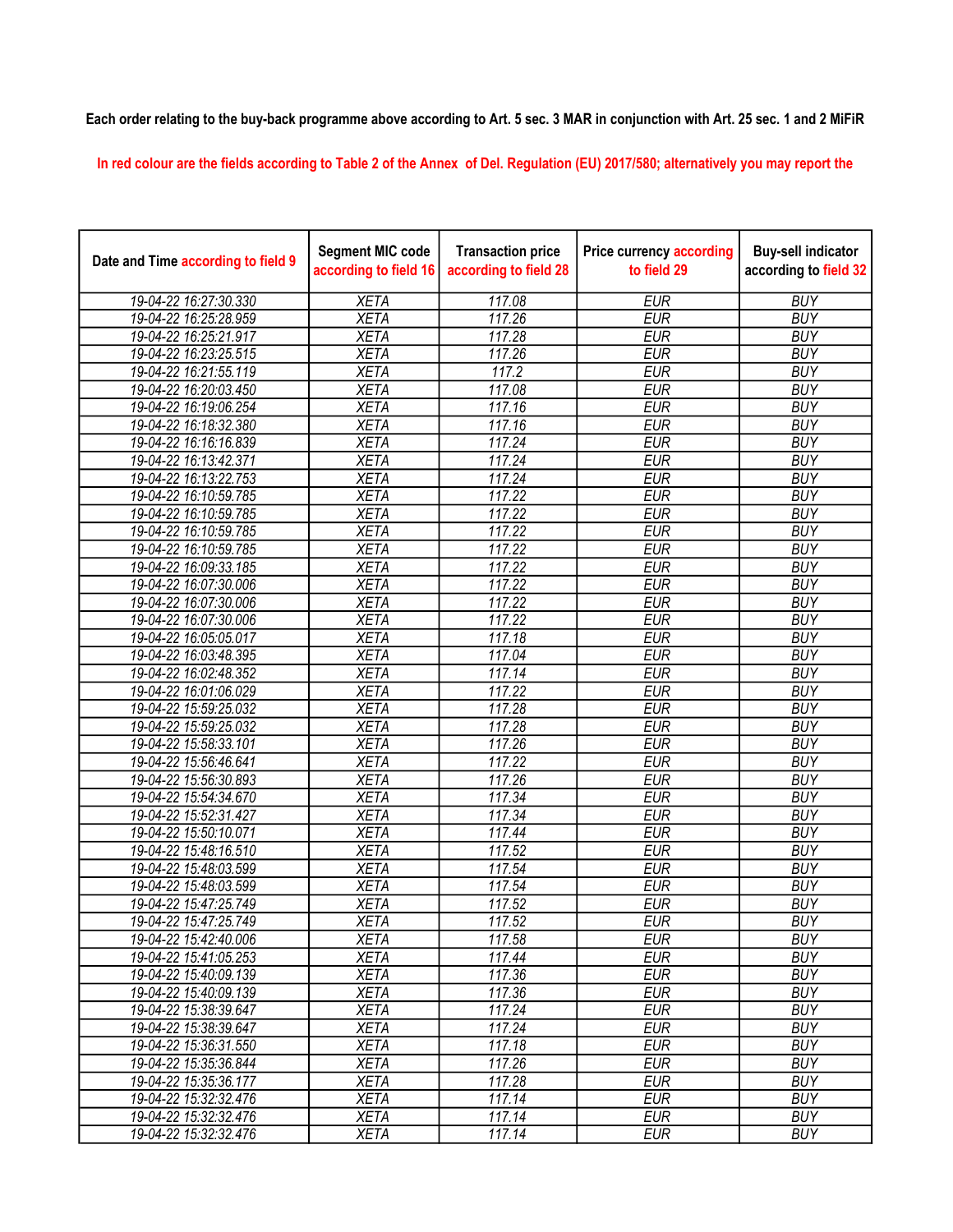**Each order relating to the buy-back programme above according to Art. 5 sec. 3 MAR in conjunction with Art. 25 sec. 1 and 2 MiFiR**

In red colour are the fields according to Table 2 of the Annex of Del. Regulation (EU) 2017/580; alternatively you may report the

| Date and Time according to field 9 | Segment MIC code according to field 16 | Transaction price according to field 28 | Price currency according to field 29 | Buy-sell indicator according to field 32 |
|---|---|---|---|---|
| 19-04-22 16:27:30.330 | XETA | 117.08 | EUR | BUY |
| 19-04-22 16:25:28.959 | XETA | 117.26 | EUR | BUY |
| 19-04-22 16:25:21.917 | XETA | 117.28 | EUR | BUY |
| 19-04-22 16:23:25.515 | XETA | 117.26 | EUR | BUY |
| 19-04-22 16:21:55.119 | XETA | 117.2 | EUR | BUY |
| 19-04-22 16:20:03.450 | XETA | 117.08 | EUR | BUY |
| 19-04-22 16:19:06.254 | XETA | 117.16 | EUR | BUY |
| 19-04-22 16:18:32.380 | XETA | 117.16 | EUR | BUY |
| 19-04-22 16:16:16.839 | XETA | 117.24 | EUR | BUY |
| 19-04-22 16:13:42.371 | XETA | 117.24 | EUR | BUY |
| 19-04-22 16:13:22.753 | XETA | 117.24 | EUR | BUY |
| 19-04-22 16:10:59.785 | XETA | 117.22 | EUR | BUY |
| 19-04-22 16:10:59.785 | XETA | 117.22 | EUR | BUY |
| 19-04-22 16:10:59.785 | XETA | 117.22 | EUR | BUY |
| 19-04-22 16:10:59.785 | XETA | 117.22 | EUR | BUY |
| 19-04-22 16:09:33.185 | XETA | 117.22 | EUR | BUY |
| 19-04-22 16:07:30.006 | XETA | 117.22 | EUR | BUY |
| 19-04-22 16:07:30.006 | XETA | 117.22 | EUR | BUY |
| 19-04-22 16:07:30.006 | XETA | 117.22 | EUR | BUY |
| 19-04-22 16:05:05.017 | XETA | 117.18 | EUR | BUY |
| 19-04-22 16:03:48.395 | XETA | 117.04 | EUR | BUY |
| 19-04-22 16:02:48.352 | XETA | 117.14 | EUR | BUY |
| 19-04-22 16:01:06.029 | XETA | 117.22 | EUR | BUY |
| 19-04-22 15:59:25.032 | XETA | 117.28 | EUR | BUY |
| 19-04-22 15:59:25.032 | XETA | 117.28 | EUR | BUY |
| 19-04-22 15:58:33.101 | XETA | 117.26 | EUR | BUY |
| 19-04-22 15:56:46.641 | XETA | 117.22 | EUR | BUY |
| 19-04-22 15:56:30.893 | XETA | 117.26 | EUR | BUY |
| 19-04-22 15:54:34.670 | XETA | 117.34 | EUR | BUY |
| 19-04-22 15:52:31.427 | XETA | 117.34 | EUR | BUY |
| 19-04-22 15:50:10.071 | XETA | 117.44 | EUR | BUY |
| 19-04-22 15:48:16.510 | XETA | 117.52 | EUR | BUY |
| 19-04-22 15:48:03.599 | XETA | 117.54 | EUR | BUY |
| 19-04-22 15:48:03.599 | XETA | 117.54 | EUR | BUY |
| 19-04-22 15:47:25.749 | XETA | 117.52 | EUR | BUY |
| 19-04-22 15:47:25.749 | XETA | 117.52 | EUR | BUY |
| 19-04-22 15:42:40.006 | XETA | 117.58 | EUR | BUY |
| 19-04-22 15:41:05.253 | XETA | 117.44 | EUR | BUY |
| 19-04-22 15:40:09.139 | XETA | 117.36 | EUR | BUY |
| 19-04-22 15:40:09.139 | XETA | 117.36 | EUR | BUY |
| 19-04-22 15:38:39.647 | XETA | 117.24 | EUR | BUY |
| 19-04-22 15:38:39.647 | XETA | 117.24 | EUR | BUY |
| 19-04-22 15:36:31.550 | XETA | 117.18 | EUR | BUY |
| 19-04-22 15:35:36.844 | XETA | 117.26 | EUR | BUY |
| 19-04-22 15:35:36.177 | XETA | 117.28 | EUR | BUY |
| 19-04-22 15:32:32.476 | XETA | 117.14 | EUR | BUY |
| 19-04-22 15:32:32.476 | XETA | 117.14 | EUR | BUY |
| 19-04-22 15:32:32.476 | XETA | 117.14 | EUR | BUY |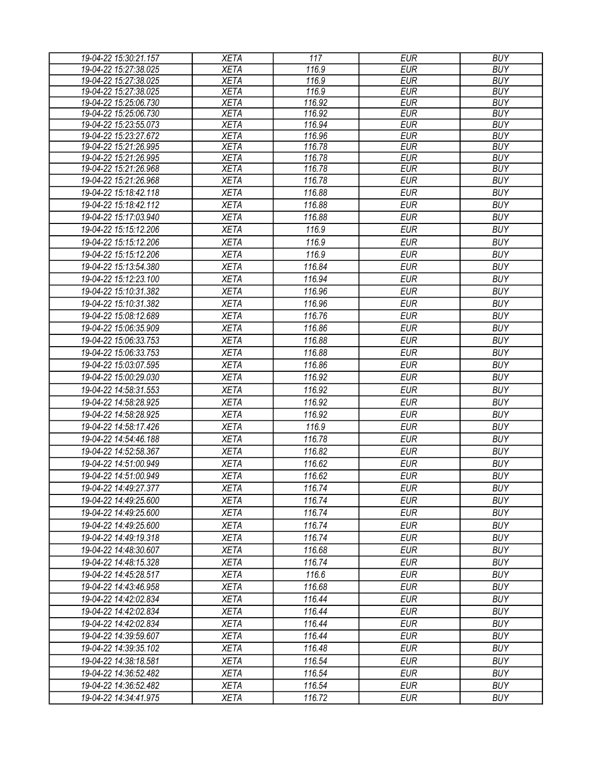| 19-04-22 15:30:21.157 | XETA | 117 | EUR | BUY |
|---|---|---|---|---|
| 19-04-22 15:27:38.025 | XETA | 116.9 | EUR | BUY |
| 19-04-22 15:27:38.025 | XETA | 116.9 | EUR | BUY |
| 19-04-22 15:27:38.025 | XETA | 116.9 | EUR | BUY |
| 19-04-22 15:25:06.730 | XETA | 116.92 | EUR | BUY |
| 19-04-22 15:25:06.730 | XETA | 116.92 | EUR | BUY |
| 19-04-22 15:23:55.073 | XETA | 116.94 | EUR | BUY |
| 19-04-22 15:23:27.672 | XETA | 116.96 | EUR | BUY |
| 19-04-22 15:21:26.995 | XETA | 116.78 | EUR | BUY |
| 19-04-22 15:21:26.995 | XETA | 116.78 | EUR | BUY |
| 19-04-22 15:21:26.968 | XETA | 116.78 | EUR | BUY |
| 19-04-22 15:21:26.968 | XETA | 116.78 | EUR | BUY |
| 19-04-22 15:18:42.118 | XETA | 116.88 | EUR | BUY |
| 19-04-22 15:18:42.112 | XETA | 116.88 | EUR | BUY |
| 19-04-22 15:17:03.940 | XETA | 116.88 | EUR | BUY |
| 19-04-22 15:15:12.206 | XETA | 116.9 | EUR | BUY |
| 19-04-22 15:15:12.206 | XETA | 116.9 | EUR | BUY |
| 19-04-22 15:15:12.206 | XETA | 116.9 | EUR | BUY |
| 19-04-22 15:13:54.380 | XETA | 116.84 | EUR | BUY |
| 19-04-22 15:12:23.100 | XETA | 116.94 | EUR | BUY |
| 19-04-22 15:10:31.382 | XETA | 116.96 | EUR | BUY |
| 19-04-22 15:10:31.382 | XETA | 116.96 | EUR | BUY |
| 19-04-22 15:08:12.689 | XETA | 116.76 | EUR | BUY |
| 19-04-22 15:06:35.909 | XETA | 116.86 | EUR | BUY |
| 19-04-22 15:06:33.753 | XETA | 116.88 | EUR | BUY |
| 19-04-22 15:06:33.753 | XETA | 116.88 | EUR | BUY |
| 19-04-22 15:03:07.595 | XETA | 116.86 | EUR | BUY |
| 19-04-22 15:00:29.030 | XETA | 116.92 | EUR | BUY |
| 19-04-22 14:58:31.553 | XETA | 116.92 | EUR | BUY |
| 19-04-22 14:58:28.925 | XETA | 116.92 | EUR | BUY |
| 19-04-22 14:58:28.925 | XETA | 116.92 | EUR | BUY |
| 19-04-22 14:58:17.426 | XETA | 116.9 | EUR | BUY |
| 19-04-22 14:54:46.188 | XETA | 116.78 | EUR | BUY |
| 19-04-22 14:52:58.367 | XETA | 116.82 | EUR | BUY |
| 19-04-22 14:51:00.949 | XETA | 116.62 | EUR | BUY |
| 19-04-22 14:51:00.949 | XETA | 116.62 | EUR | BUY |
| 19-04-22 14:49:27.377 | XETA | 116.74 | EUR | BUY |
| 19-04-22 14:49:25.600 | XETA | 116.74 | EUR | BUY |
| 19-04-22 14:49:25.600 | XETA | 116.74 | EUR | BUY |
| 19-04-22 14:49:25.600 | XETA | 116.74 | EUR | BUY |
| 19-04-22 14:49:19.318 | XETA | 116.74 | EUR | BUY |
| 19-04-22 14:48:30.607 | XETA | 116.68 | EUR | BUY |
| 19-04-22 14:48:15.328 | XETA | 116.74 | EUR | BUY |
| 19-04-22 14:45:28.517 | XETA | 116.6 | EUR | BUY |
| 19-04-22 14:43:46.958 | XETA | 116.68 | EUR | BUY |
| 19-04-22 14:42:02.834 | XETA | 116.44 | EUR | BUY |
| 19-04-22 14:42:02.834 | XETA | 116.44 | EUR | BUY |
| 19-04-22 14:42:02.834 | XETA | 116.44 | EUR | BUY |
| 19-04-22 14:39:59.607 | XETA | 116.44 | EUR | BUY |
| 19-04-22 14:39:35.102 | XETA | 116.48 | EUR | BUY |
| 19-04-22 14:38:18.581 | XETA | 116.54 | EUR | BUY |
| 19-04-22 14:36:52.482 | XETA | 116.54 | EUR | BUY |
| 19-04-22 14:36:52.482 | XETA | 116.54 | EUR | BUY |
| 19-04-22 14:34:41.975 | XETA | 116.72 | EUR | BUY |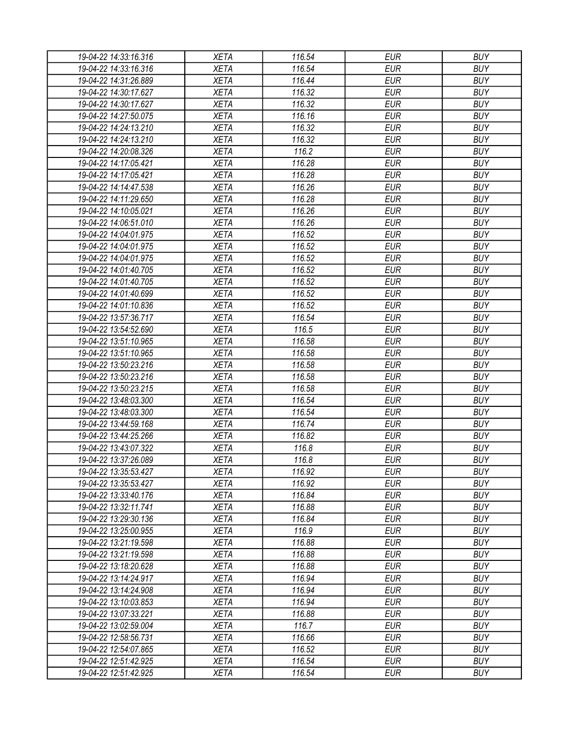| 19-04-22 14:33:16.316 | XETA | 116.54 | EUR | BUY |
|---|---|---|---|---|
| 19-04-22 14:33:16.316 | XETA | 116.54 | EUR | BUY |
| 19-04-22 14:31:26.889 | XETA | 116.44 | EUR | BUY |
| 19-04-22 14:30:17.627 | XETA | 116.32 | EUR | BUY |
| 19-04-22 14:30:17.627 | XETA | 116.32 | EUR | BUY |
| 19-04-22 14:27:50.075 | XETA | 116.16 | EUR | BUY |
| 19-04-22 14:24:13.210 | XETA | 116.32 | EUR | BUY |
| 19-04-22 14:24:13.210 | XETA | 116.32 | EUR | BUY |
| 19-04-22 14:20:08.326 | XETA | 116.2 | EUR | BUY |
| 19-04-22 14:17:05.421 | XETA | 116.28 | EUR | BUY |
| 19-04-22 14:17:05.421 | XETA | 116.28 | EUR | BUY |
| 19-04-22 14:14:47.538 | XETA | 116.26 | EUR | BUY |
| 19-04-22 14:11:29.650 | XETA | 116.28 | EUR | BUY |
| 19-04-22 14:10:05.021 | XETA | 116.26 | EUR | BUY |
| 19-04-22 14:06:51.010 | XETA | 116.26 | EUR | BUY |
| 19-04-22 14:04:01.975 | XETA | 116.52 | EUR | BUY |
| 19-04-22 14:04:01.975 | XETA | 116.52 | EUR | BUY |
| 19-04-22 14:04:01.975 | XETA | 116.52 | EUR | BUY |
| 19-04-22 14:01:40.705 | XETA | 116.52 | EUR | BUY |
| 19-04-22 14:01:40.705 | XETA | 116.52 | EUR | BUY |
| 19-04-22 14:01:40.699 | XETA | 116.52 | EUR | BUY |
| 19-04-22 14:01:10.836 | XETA | 116.52 | EUR | BUY |
| 19-04-22 13:57:36.717 | XETA | 116.54 | EUR | BUY |
| 19-04-22 13:54:52.690 | XETA | 116.5 | EUR | BUY |
| 19-04-22 13:51:10.965 | XETA | 116.58 | EUR | BUY |
| 19-04-22 13:51:10.965 | XETA | 116.58 | EUR | BUY |
| 19-04-22 13:50:23.216 | XETA | 116.58 | EUR | BUY |
| 19-04-22 13:50:23.216 | XETA | 116.58 | EUR | BUY |
| 19-04-22 13:50:23.215 | XETA | 116.58 | EUR | BUY |
| 19-04-22 13:48:03.300 | XETA | 116.54 | EUR | BUY |
| 19-04-22 13:48:03.300 | XETA | 116.54 | EUR | BUY |
| 19-04-22 13:44:59.168 | XETA | 116.74 | EUR | BUY |
| 19-04-22 13:44:25.266 | XETA | 116.82 | EUR | BUY |
| 19-04-22 13:43:07.322 | XETA | 116.8 | EUR | BUY |
| 19-04-22 13:37:26.089 | XETA | 116.8 | EUR | BUY |
| 19-04-22 13:35:53.427 | XETA | 116.92 | EUR | BUY |
| 19-04-22 13:35:53.427 | XETA | 116.92 | EUR | BUY |
| 19-04-22 13:33:40.176 | XETA | 116.84 | EUR | BUY |
| 19-04-22 13:32:11.741 | XETA | 116.88 | EUR | BUY |
| 19-04-22 13:29:30.136 | XETA | 116.84 | EUR | BUY |
| 19-04-22 13:25:00.955 | XETA | 116.9 | EUR | BUY |
| 19-04-22 13:21:19.598 | XETA | 116.88 | EUR | BUY |
| 19-04-22 13:21:19.598 | XETA | 116.88 | EUR | BUY |
| 19-04-22 13:18:20.628 | XETA | 116.88 | EUR | BUY |
| 19-04-22 13:14:24.917 | XETA | 116.94 | EUR | BUY |
| 19-04-22 13:14:24.908 | XETA | 116.94 | EUR | BUY |
| 19-04-22 13:10:03.853 | XETA | 116.94 | EUR | BUY |
| 19-04-22 13:07:33.221 | XETA | 116.88 | EUR | BUY |
| 19-04-22 13:02:59.004 | XETA | 116.7 | EUR | BUY |
| 19-04-22 12:58:56.731 | XETA | 116.66 | EUR | BUY |
| 19-04-22 12:54:07.865 | XETA | 116.52 | EUR | BUY |
| 19-04-22 12:51:42.925 | XETA | 116.54 | EUR | BUY |
| 19-04-22 12:51:42.925 | XETA | 116.54 | EUR | BUY |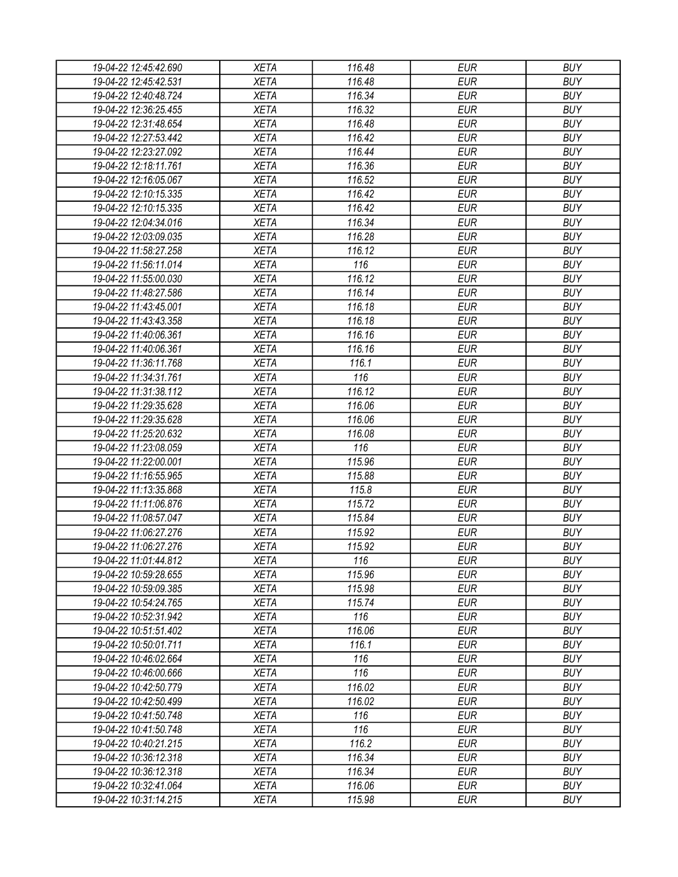| 19-04-22 12:45:42.690 | XETA | 116.48 | EUR | BUY |
|---|---|---|---|---|
| 19-04-22 12:45:42.531 | XETA | 116.48 | EUR | BUY |
| 19-04-22 12:40:48.724 | XETA | 116.34 | EUR | BUY |
| 19-04-22 12:36:25.455 | XETA | 116.32 | EUR | BUY |
| 19-04-22 12:31:48.654 | XETA | 116.48 | EUR | BUY |
| 19-04-22 12:27:53.442 | XETA | 116.42 | EUR | BUY |
| 19-04-22 12:23:27.092 | XETA | 116.44 | EUR | BUY |
| 19-04-22 12:18:11.761 | XETA | 116.36 | EUR | BUY |
| 19-04-22 12:16:05.067 | XETA | 116.52 | EUR | BUY |
| 19-04-22 12:10:15.335 | XETA | 116.42 | EUR | BUY |
| 19-04-22 12:10:15.335 | XETA | 116.42 | EUR | BUY |
| 19-04-22 12:04:34.016 | XETA | 116.34 | EUR | BUY |
| 19-04-22 12:03:09.035 | XETA | 116.28 | EUR | BUY |
| 19-04-22 11:58:27.258 | XETA | 116.12 | EUR | BUY |
| 19-04-22 11:56:11.014 | XETA | 116 | EUR | BUY |
| 19-04-22 11:55:00.030 | XETA | 116.12 | EUR | BUY |
| 19-04-22 11:48:27.586 | XETA | 116.14 | EUR | BUY |
| 19-04-22 11:43:45.001 | XETA | 116.18 | EUR | BUY |
| 19-04-22 11:43:43.358 | XETA | 116.18 | EUR | BUY |
| 19-04-22 11:40:06.361 | XETA | 116.16 | EUR | BUY |
| 19-04-22 11:40:06.361 | XETA | 116.16 | EUR | BUY |
| 19-04-22 11:36:11.768 | XETA | 116.1 | EUR | BUY |
| 19-04-22 11:34:31.761 | XETA | 116 | EUR | BUY |
| 19-04-22 11:31:38.112 | XETA | 116.12 | EUR | BUY |
| 19-04-22 11:29:35.628 | XETA | 116.06 | EUR | BUY |
| 19-04-22 11:29:35.628 | XETA | 116.06 | EUR | BUY |
| 19-04-22 11:25:20.632 | XETA | 116.08 | EUR | BUY |
| 19-04-22 11:23:08.059 | XETA | 116 | EUR | BUY |
| 19-04-22 11:22:00.001 | XETA | 115.96 | EUR | BUY |
| 19-04-22 11:16:55.965 | XETA | 115.88 | EUR | BUY |
| 19-04-22 11:13:35.868 | XETA | 115.8 | EUR | BUY |
| 19-04-22 11:11:06.876 | XETA | 115.72 | EUR | BUY |
| 19-04-22 11:08:57.047 | XETA | 115.84 | EUR | BUY |
| 19-04-22 11:06:27.276 | XETA | 115.92 | EUR | BUY |
| 19-04-22 11:06:27.276 | XETA | 115.92 | EUR | BUY |
| 19-04-22 11:01:44.812 | XETA | 116 | EUR | BUY |
| 19-04-22 10:59:28.655 | XETA | 115.96 | EUR | BUY |
| 19-04-22 10:59:09.385 | XETA | 115.98 | EUR | BUY |
| 19-04-22 10:54:24.765 | XETA | 115.74 | EUR | BUY |
| 19-04-22 10:52:31.942 | XETA | 116 | EUR | BUY |
| 19-04-22 10:51:51.402 | XETA | 116.06 | EUR | BUY |
| 19-04-22 10:50:01.711 | XETA | 116.1 | EUR | BUY |
| 19-04-22 10:46:02.664 | XETA | 116 | EUR | BUY |
| 19-04-22 10:46:00.666 | XETA | 116 | EUR | BUY |
| 19-04-22 10:42:50.779 | XETA | 116.02 | EUR | BUY |
| 19-04-22 10:42:50.499 | XETA | 116.02 | EUR | BUY |
| 19-04-22 10:41:50.748 | XETA | 116 | EUR | BUY |
| 19-04-22 10:41:50.748 | XETA | 116 | EUR | BUY |
| 19-04-22 10:40:21.215 | XETA | 116.2 | EUR | BUY |
| 19-04-22 10:36:12.318 | XETA | 116.34 | EUR | BUY |
| 19-04-22 10:36:12.318 | XETA | 116.34 | EUR | BUY |
| 19-04-22 10:32:41.064 | XETA | 116.06 | EUR | BUY |
| 19-04-22 10:31:14.215 | XETA | 115.98 | EUR | BUY |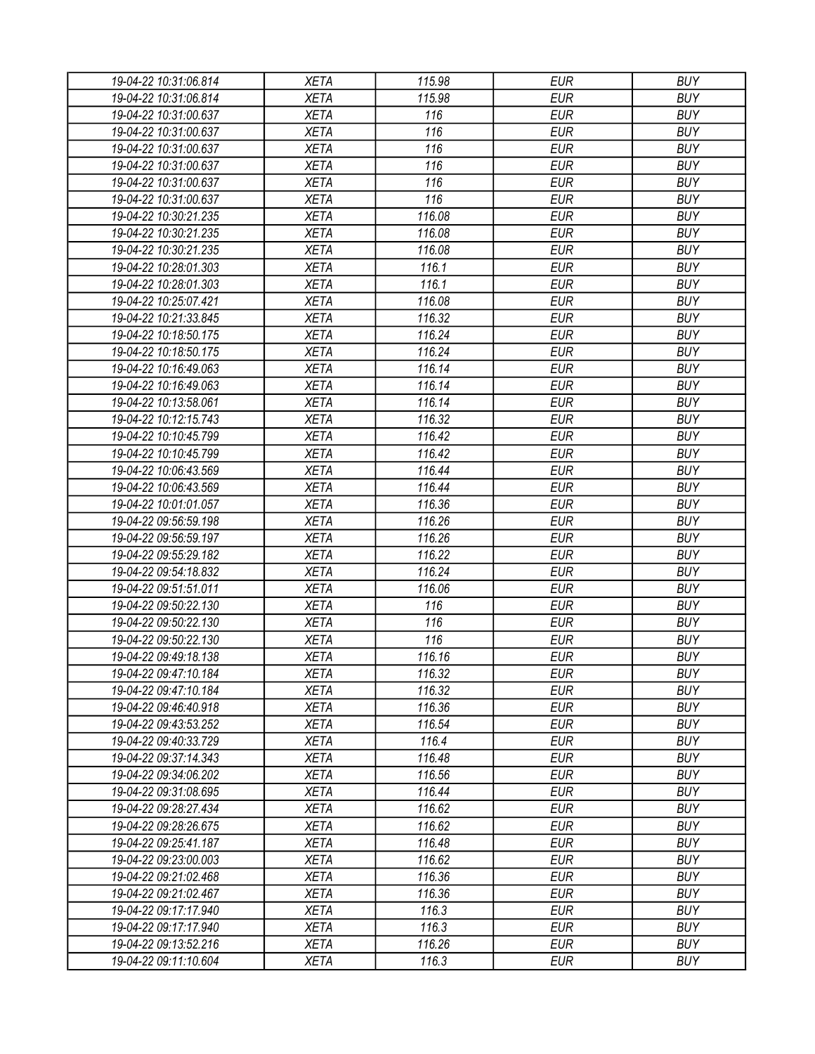| 19-04-22 10:31:06.814 | XETA | 115.98 | EUR | BUY |
|---|---|---|---|---|
| 19-04-22 10:31:06.814 | XETA | 115.98 | EUR | BUY |
| 19-04-22 10:31:00.637 | XETA | 116 | EUR | BUY |
| 19-04-22 10:31:00.637 | XETA | 116 | EUR | BUY |
| 19-04-22 10:31:00.637 | XETA | 116 | EUR | BUY |
| 19-04-22 10:31:00.637 | XETA | 116 | EUR | BUY |
| 19-04-22 10:31:00.637 | XETA | 116 | EUR | BUY |
| 19-04-22 10:31:00.637 | XETA | 116 | EUR | BUY |
| 19-04-22 10:30:21.235 | XETA | 116.08 | EUR | BUY |
| 19-04-22 10:30:21.235 | XETA | 116.08 | EUR | BUY |
| 19-04-22 10:30:21.235 | XETA | 116.08 | EUR | BUY |
| 19-04-22 10:28:01.303 | XETA | 116.1 | EUR | BUY |
| 19-04-22 10:28:01.303 | XETA | 116.1 | EUR | BUY |
| 19-04-22 10:25:07.421 | XETA | 116.08 | EUR | BUY |
| 19-04-22 10:21:33.845 | XETA | 116.32 | EUR | BUY |
| 19-04-22 10:18:50.175 | XETA | 116.24 | EUR | BUY |
| 19-04-22 10:18:50.175 | XETA | 116.24 | EUR | BUY |
| 19-04-22 10:16:49.063 | XETA | 116.14 | EUR | BUY |
| 19-04-22 10:16:49.063 | XETA | 116.14 | EUR | BUY |
| 19-04-22 10:13:58.061 | XETA | 116.14 | EUR | BUY |
| 19-04-22 10:12:15.743 | XETA | 116.32 | EUR | BUY |
| 19-04-22 10:10:45.799 | XETA | 116.42 | EUR | BUY |
| 19-04-22 10:10:45.799 | XETA | 116.42 | EUR | BUY |
| 19-04-22 10:06:43.569 | XETA | 116.44 | EUR | BUY |
| 19-04-22 10:06:43.569 | XETA | 116.44 | EUR | BUY |
| 19-04-22 10:01:01.057 | XETA | 116.36 | EUR | BUY |
| 19-04-22 09:56:59.198 | XETA | 116.26 | EUR | BUY |
| 19-04-22 09:56:59.197 | XETA | 116.26 | EUR | BUY |
| 19-04-22 09:55:29.182 | XETA | 116.22 | EUR | BUY |
| 19-04-22 09:54:18.832 | XETA | 116.24 | EUR | BUY |
| 19-04-22 09:51:51.011 | XETA | 116.06 | EUR | BUY |
| 19-04-22 09:50:22.130 | XETA | 116 | EUR | BUY |
| 19-04-22 09:50:22.130 | XETA | 116 | EUR | BUY |
| 19-04-22 09:50:22.130 | XETA | 116 | EUR | BUY |
| 19-04-22 09:49:18.138 | XETA | 116.16 | EUR | BUY |
| 19-04-22 09:47:10.184 | XETA | 116.32 | EUR | BUY |
| 19-04-22 09:47:10.184 | XETA | 116.32 | EUR | BUY |
| 19-04-22 09:46:40.918 | XETA | 116.36 | EUR | BUY |
| 19-04-22 09:43:53.252 | XETA | 116.54 | EUR | BUY |
| 19-04-22 09:40:33.729 | XETA | 116.4 | EUR | BUY |
| 19-04-22 09:37:14.343 | XETA | 116.48 | EUR | BUY |
| 19-04-22 09:34:06.202 | XETA | 116.56 | EUR | BUY |
| 19-04-22 09:31:08.695 | XETA | 116.44 | EUR | BUY |
| 19-04-22 09:28:27.434 | XETA | 116.62 | EUR | BUY |
| 19-04-22 09:28:26.675 | XETA | 116.62 | EUR | BUY |
| 19-04-22 09:25:41.187 | XETA | 116.48 | EUR | BUY |
| 19-04-22 09:23:00.003 | XETA | 116.62 | EUR | BUY |
| 19-04-22 09:21:02.468 | XETA | 116.36 | EUR | BUY |
| 19-04-22 09:21:02.467 | XETA | 116.36 | EUR | BUY |
| 19-04-22 09:17:17.940 | XETA | 116.3 | EUR | BUY |
| 19-04-22 09:17:17.940 | XETA | 116.3 | EUR | BUY |
| 19-04-22 09:13:52.216 | XETA | 116.26 | EUR | BUY |
| 19-04-22 09:11:10.604 | XETA | 116.3 | EUR | BUY |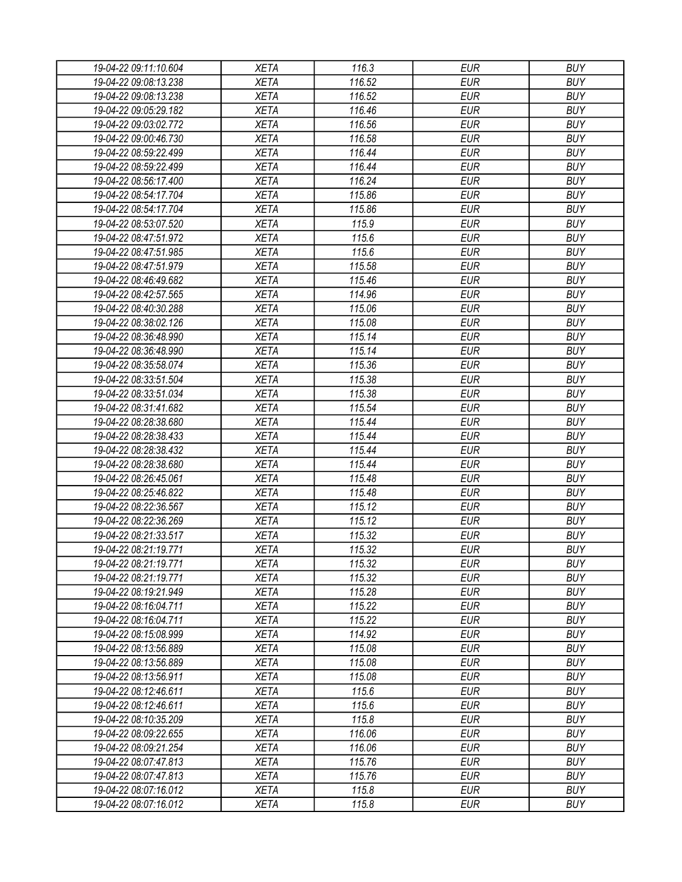| 19-04-22 09:11:10.604 | XETA | 116.3 | EUR | BUY |
|---|---|---|---|---|
| 19-04-22 09:08:13.238 | XETA | 116.52 | EUR | BUY |
| 19-04-22 09:08:13.238 | XETA | 116.52 | EUR | BUY |
| 19-04-22 09:05:29.182 | XETA | 116.46 | EUR | BUY |
| 19-04-22 09:03:02.772 | XETA | 116.56 | EUR | BUY |
| 19-04-22 09:00:46.730 | XETA | 116.58 | EUR | BUY |
| 19-04-22 08:59:22.499 | XETA | 116.44 | EUR | BUY |
| 19-04-22 08:59:22.499 | XETA | 116.44 | EUR | BUY |
| 19-04-22 08:56:17.400 | XETA | 116.24 | EUR | BUY |
| 19-04-22 08:54:17.704 | XETA | 115.86 | EUR | BUY |
| 19-04-22 08:54:17.704 | XETA | 115.86 | EUR | BUY |
| 19-04-22 08:53:07.520 | XETA | 115.9 | EUR | BUY |
| 19-04-22 08:47:51.972 | XETA | 115.6 | EUR | BUY |
| 19-04-22 08:47:51.985 | XETA | 115.6 | EUR | BUY |
| 19-04-22 08:47:51.979 | XETA | 115.58 | EUR | BUY |
| 19-04-22 08:46:49.682 | XETA | 115.46 | EUR | BUY |
| 19-04-22 08:42:57.565 | XETA | 114.96 | EUR | BUY |
| 19-04-22 08:40:30.288 | XETA | 115.06 | EUR | BUY |
| 19-04-22 08:38:02.126 | XETA | 115.08 | EUR | BUY |
| 19-04-22 08:36:48.990 | XETA | 115.14 | EUR | BUY |
| 19-04-22 08:36:48.990 | XETA | 115.14 | EUR | BUY |
| 19-04-22 08:35:58.074 | XETA | 115.36 | EUR | BUY |
| 19-04-22 08:33:51.504 | XETA | 115.38 | EUR | BUY |
| 19-04-22 08:33:51.034 | XETA | 115.38 | EUR | BUY |
| 19-04-22 08:31:41.682 | XETA | 115.54 | EUR | BUY |
| 19-04-22 08:28:38.680 | XETA | 115.44 | EUR | BUY |
| 19-04-22 08:28:38.433 | XETA | 115.44 | EUR | BUY |
| 19-04-22 08:28:38.432 | XETA | 115.44 | EUR | BUY |
| 19-04-22 08:28:38.680 | XETA | 115.44 | EUR | BUY |
| 19-04-22 08:26:45.061 | XETA | 115.48 | EUR | BUY |
| 19-04-22 08:25:46.822 | XETA | 115.48 | EUR | BUY |
| 19-04-22 08:22:36.567 | XETA | 115.12 | EUR | BUY |
| 19-04-22 08:22:36.269 | XETA | 115.12 | EUR | BUY |
| 19-04-22 08:21:33.517 | XETA | 115.32 | EUR | BUY |
| 19-04-22 08:21:19.771 | XETA | 115.32 | EUR | BUY |
| 19-04-22 08:21:19.771 | XETA | 115.32 | EUR | BUY |
| 19-04-22 08:21:19.771 | XETA | 115.32 | EUR | BUY |
| 19-04-22 08:19:21.949 | XETA | 115.28 | EUR | BUY |
| 19-04-22 08:16:04.711 | XETA | 115.22 | EUR | BUY |
| 19-04-22 08:16:04.711 | XETA | 115.22 | EUR | BUY |
| 19-04-22 08:15:08.999 | XETA | 114.92 | EUR | BUY |
| 19-04-22 08:13:56.889 | XETA | 115.08 | EUR | BUY |
| 19-04-22 08:13:56.889 | XETA | 115.08 | EUR | BUY |
| 19-04-22 08:13:56.911 | XETA | 115.08 | EUR | BUY |
| 19-04-22 08:12:46.611 | XETA | 115.6 | EUR | BUY |
| 19-04-22 08:12:46.611 | XETA | 115.6 | EUR | BUY |
| 19-04-22 08:10:35.209 | XETA | 115.8 | EUR | BUY |
| 19-04-22 08:09:22.655 | XETA | 116.06 | EUR | BUY |
| 19-04-22 08:09:21.254 | XETA | 116.06 | EUR | BUY |
| 19-04-22 08:07:47.813 | XETA | 115.76 | EUR | BUY |
| 19-04-22 08:07:47.813 | XETA | 115.76 | EUR | BUY |
| 19-04-22 08:07:16.012 | XETA | 115.8 | EUR | BUY |
| 19-04-22 08:07:16.012 | XETA | 115.8 | EUR | BUY |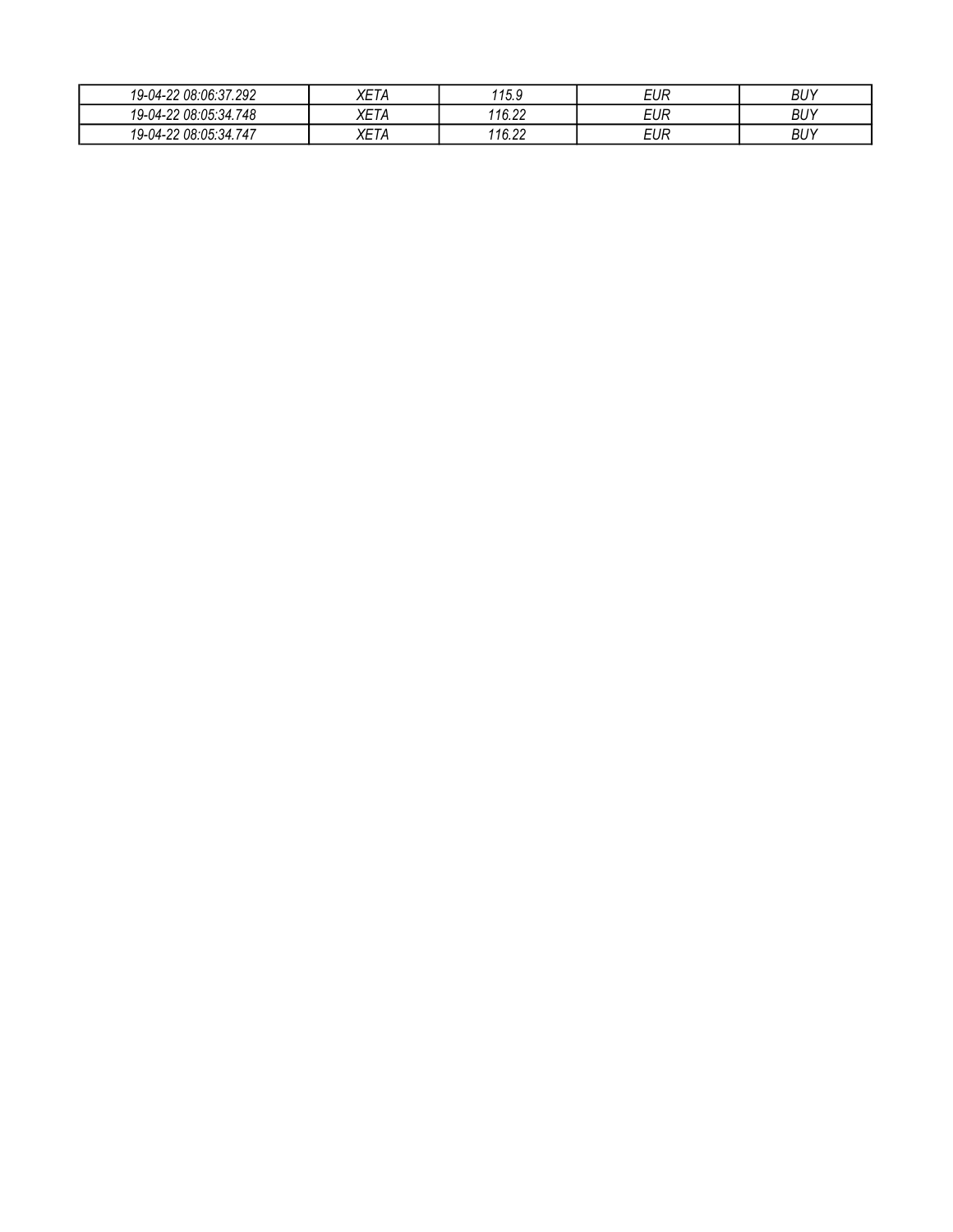| | | | | |
|---|---|---|---|---|
| *19-04-22 08:06:37.292* | *XETA* | *115.9* | *EUR* | *BUY* |
| *19-04-22 08:05:34.748* | *XETA* | *116.22* | *EUR* | *BUY* |
| *19-04-22 08:05:34.747* | *XETA* | *116.22* | *EUR* | *BUY* |